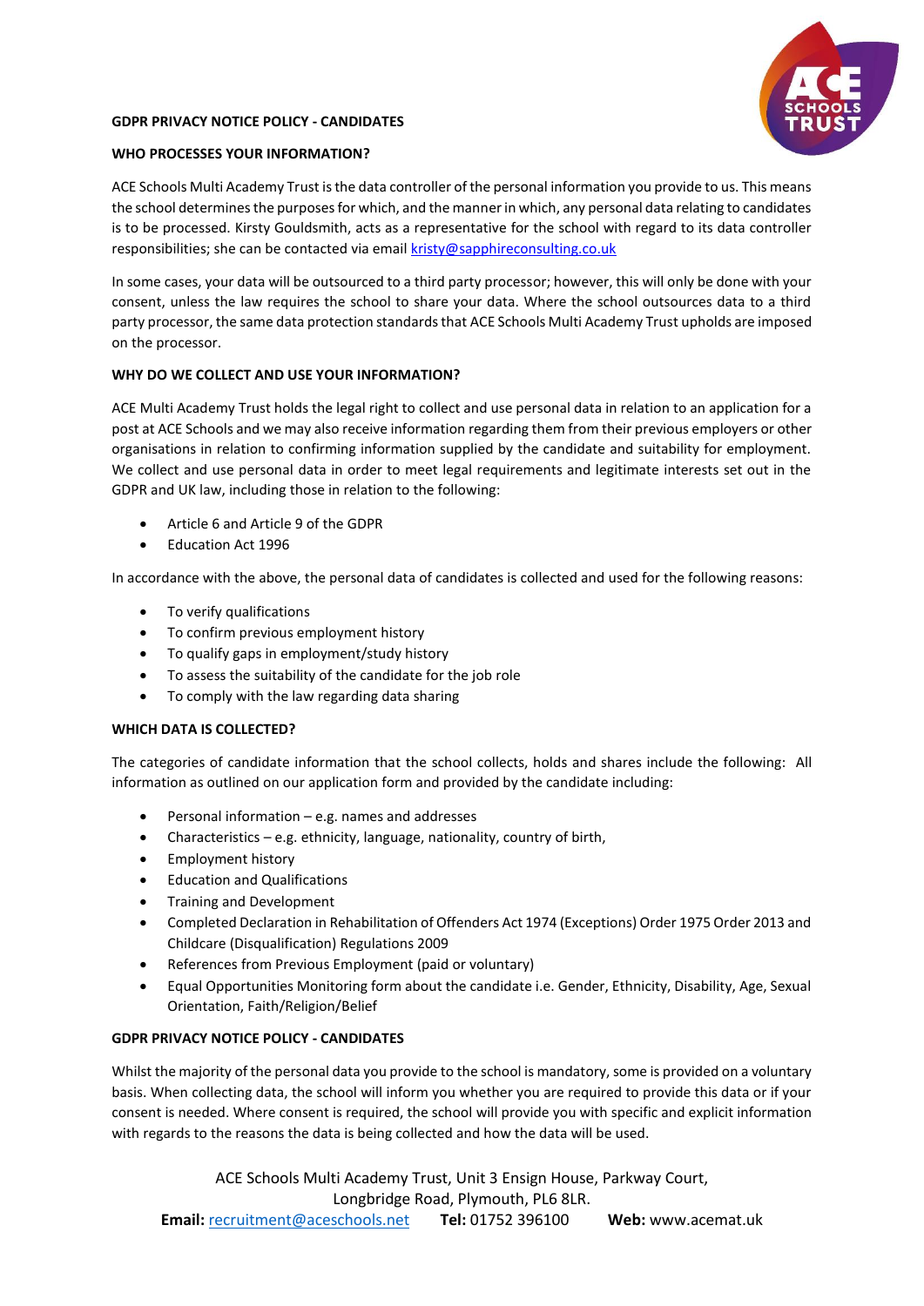## GDPR PRIVACY NOTICE POLICY - CANDIDATES

### WHO PROCESSES YOUR INFORMATION?

ACE Schools Multi Academy Trust is the data controller of the personal information you provide to us. This means the school determines the purposes for which, and the manner in which, any personal data relating to candidates is to be processed. Kirsty Gouldsmith, acts as a representative for the school with regard to its data controller responsibilities; she can be contacted via email kristy@sapphireconsulting.co.uk

In some cases, your data will be outsourced to a third party processor; however, this will only be done with your consent, unless the law requires the school to share your data. Where the school outsources data to a third party processor, the same data protection standards that ACE Schools Multi Academy Trust upholds are imposed on the processor.

### WHY DO WE COLLECT AND USE YOUR INFORMATION?

ACE Multi Academy Trust holds the legal right to collect and use personal data in relation to an application for a post at ACE Schools and we may also receive information regarding them from their previous employers or other organisations in relation to confirming information supplied by the candidate and suitability for employment. We collect and use personal data in order to meet legal requirements and legitimate interests set out in the GDPR and UK law, including those in relation to the following:

- Article 6 and Article 9 of the GDPR
- Education Act 1996

In accordance with the above, the personal data of candidates is collected and used for the following reasons:

- To verify qualifications
- To confirm previous employment history
- To qualify gaps in employment/study history
- To assess the suitability of the candidate for the job role
- To comply with the law regarding data sharing

### WHICH DATA IS COLLECTED?

The categories of candidate information that the school collects, holds and shares include the following: All information as outlined on our application form and provided by the candidate including:

- Personal information – e.g. names and addresses
- Characteristics – e.g. ethnicity, language, nationality, country of birth,
- Employment history
- Education and Qualifications
- Training and Development
- Completed Declaration in Rehabilitation of Offenders Act 1974 (Exceptions) Order 1975 Order 2013 and Childcare (Disqualification) Regulations 2009
- References from Previous Employment (paid or voluntary)
- Equal Opportunities Monitoring form about the candidate i.e. Gender, Ethnicity, Disability, Age, Sexual Orientation, Faith/Religion/Belief

## GDPR PRIVACY NOTICE POLICY - CANDIDATES

Whilst the majority of the personal data you provide to the school is mandatory, some is provided on a voluntary basis. When collecting data, the school will inform you whether you are required to provide this data or if your consent is needed. Where consent is required, the school will provide you with specific and explicit information with regards to the reasons the data is being collected and how the data will be used.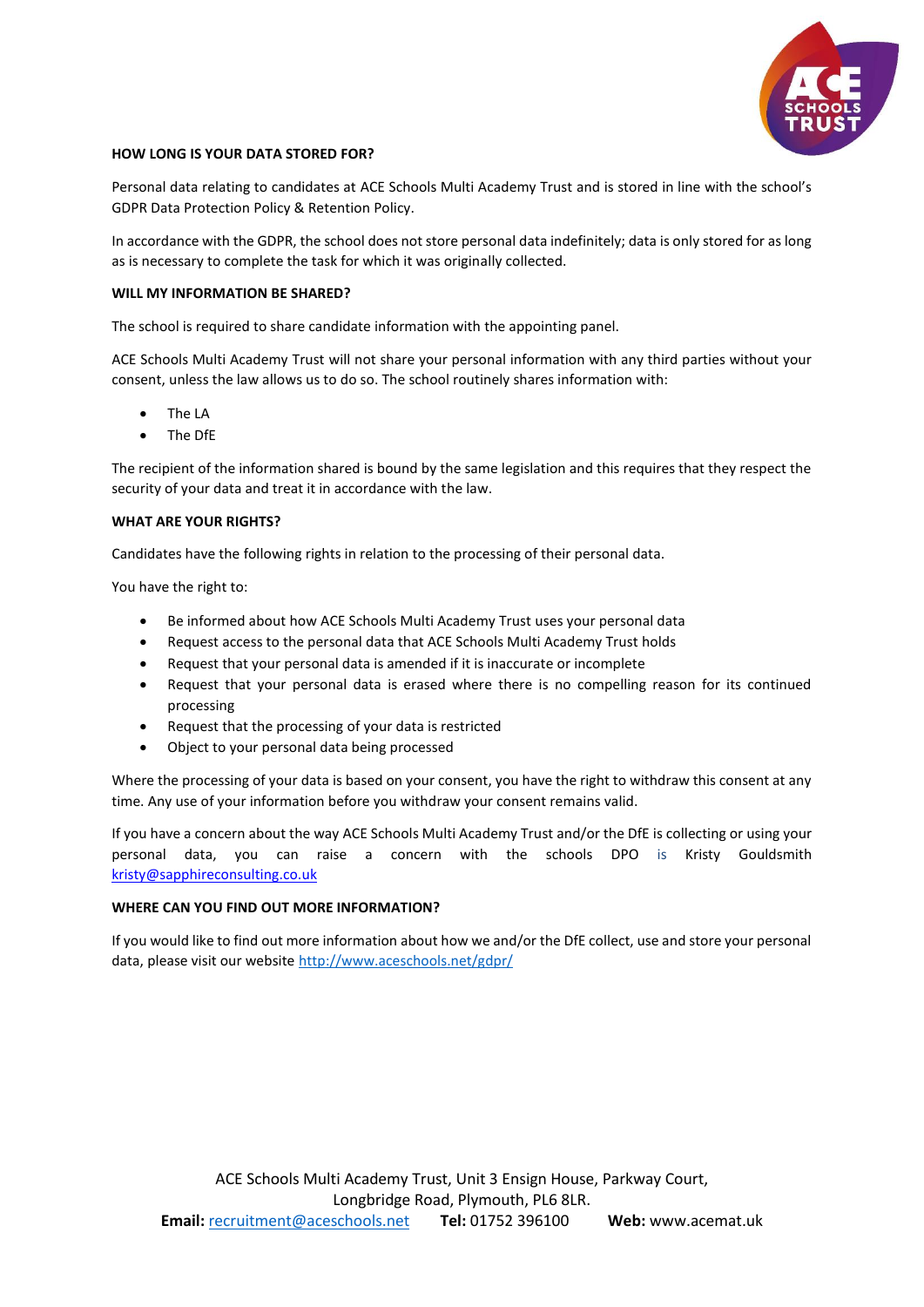**HOW LONG IS YOUR DATA STORED FOR?**

Personal data relating to candidates at ACE Schools Multi Academy Trust and is stored in line with the school's GDPR Data Protection Policy & Retention Policy.

In accordance with the GDPR, the school does not store personal data indefinitely; data is only stored for as long as is necessary to complete the task for which it was originally collected.

**WILL MY INFORMATION BE SHARED?**

The school is required to share candidate information with the appointing panel.

ACE Schools Multi Academy Trust will not share your personal information with any third parties without your consent, unless the law allows us to do so. The school routinely shares information with:

- The LA
- The DfE

The recipient of the information shared is bound by the same legislation and this requires that they respect the security of your data and treat it in accordance with the law.

**WHAT ARE YOUR RIGHTS?**

Candidates have the following rights in relation to the processing of their personal data.

You have the right to:

- Be informed about how ACE Schools Multi Academy Trust uses your personal data
- Request access to the personal data that ACE Schools Multi Academy Trust holds
- Request that your personal data is amended if it is inaccurate or incomplete
- Request that your personal data is erased where there is no compelling reason for its continued processing
- Request that the processing of your data is restricted
- Object to your personal data being processed

Where the processing of your data is based on your consent, you have the right to withdraw this consent at any time. Any use of your information before you withdraw your consent remains valid.

If you have a concern about the way ACE Schools Multi Academy Trust and/or the DfE is collecting or using your personal data, you can raise a concern with the schools DPO is Kristy Gouldsmith kristy@sapphireconsulting.co.uk

**WHERE CAN YOU FIND OUT MORE INFORMATION?**

If you would like to find out more information about how we and/or the DfE collect, use and store your personal data, please visit our website http://www.aceschools.net/gdpr/

ACE Schools Multi Academy Trust, Unit 3 Ensign House, Parkway Court, Longbridge Road, Plymouth, PL6 8LR.

**Email:** recruitment@aceschools.net **Tel:** 01752 396100 **Web:** www.acemat.uk